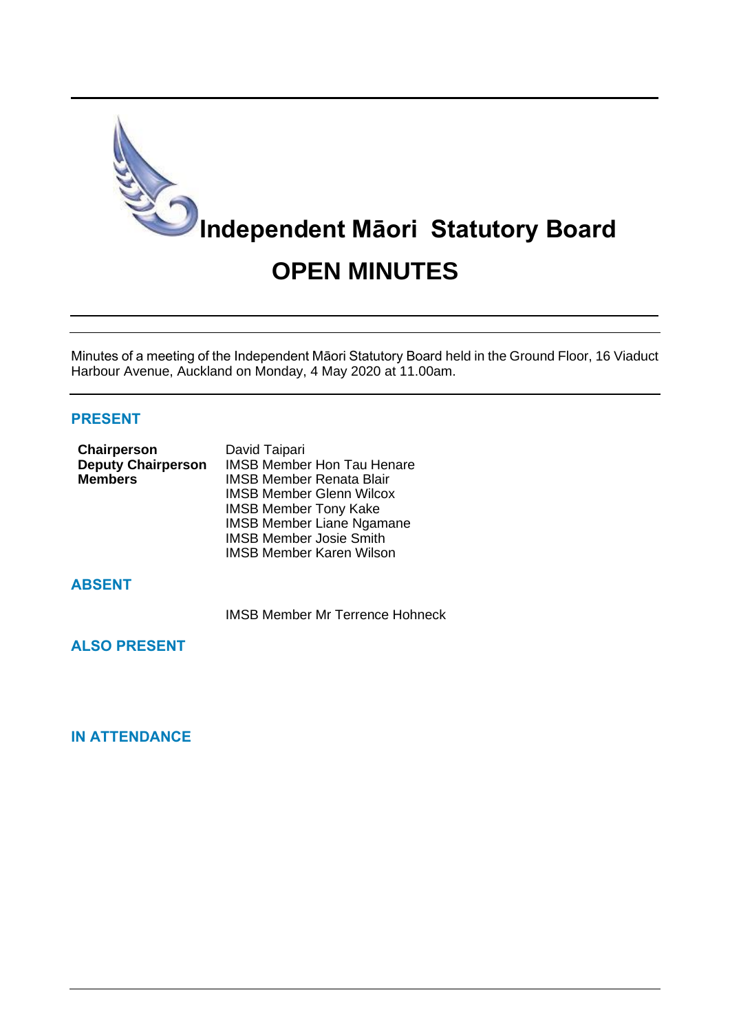# Independent Māori Statutory Board

# OPEN MINUTES

Minutes of a meeting of the Independent Māori Statutory Board held in the Ground Floor, 16 Viaduct Harbour Avenue, Auckland on Monday, 4 May 2020 at 11.00am.

## PRESENT

| | |
|---|---|
| **Chairperson** | David Taipari |
| **Deputy Chairperson** | IMSB Member Hon Tau Henare |
| **Members** | IMSB Member Renata Blair |
| | IMSB Member Glenn Wilcox |
| | IMSB Member Tony Kake |
| | IMSB Member Liane Ngamane |
| | IMSB Member Josie Smith |
| | IMSB Member Karen Wilson |

## ABSENT

IMSB Member Mr Terrence Hohneck

## ALSO PRESENT

## IN ATTENDANCE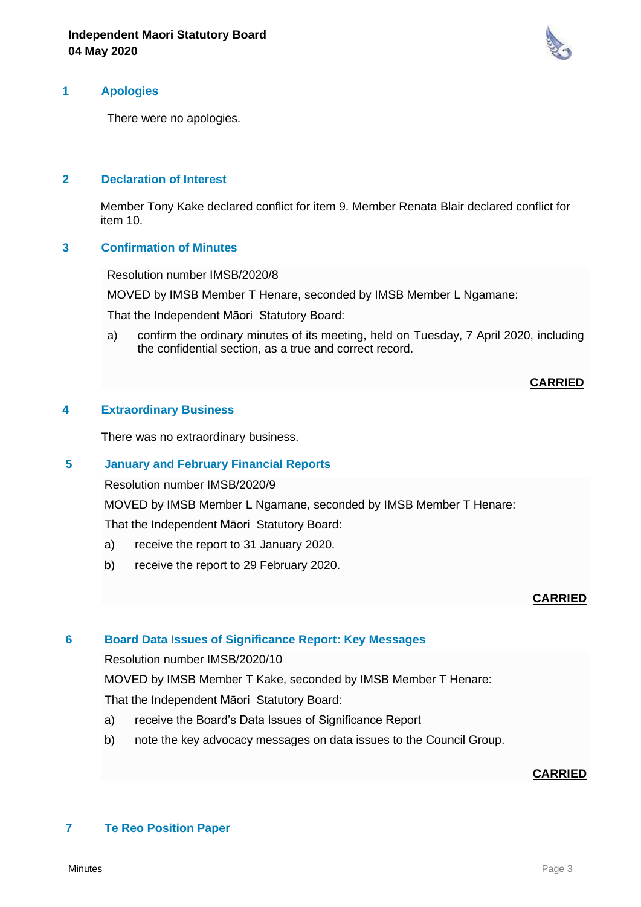## 1 Apologies

There were no apologies.

## 2 Declaration of Interest

Member Tony Kake declared conflict for item 9. Member Renata Blair declared conflict for item 10.

## 3 Confirmation of Minutes

Resolution number IMSB/2020/8

MOVED by IMSB Member T Henare, seconded by IMSB Member L Ngamane:

That the Independent Māori Statutory Board:

a) confirm the ordinary minutes of its meeting, held on Tuesday, 7 April 2020, including the confidential section, as a true and correct record.

**CARRIED**

## 4 Extraordinary Business

There was no extraordinary business.

## 5 January and February Financial Reports

Resolution number IMSB/2020/9

MOVED by IMSB Member L Ngamane, seconded by IMSB Member T Henare:

That the Independent Māori Statutory Board:

a) receive the report to 31 January 2020.

b) receive the report to 29 February 2020.

**CARRIED**

## 6 Board Data Issues of Significance Report: Key Messages

Resolution number IMSB/2020/10

MOVED by IMSB Member T Kake, seconded by IMSB Member T Henare:

That the Independent Māori Statutory Board:

a) receive the Board's Data Issues of Significance Report

b) note the key advocacy messages on data issues to the Council Group.

**CARRIED**

## 7 Te Reo Position Paper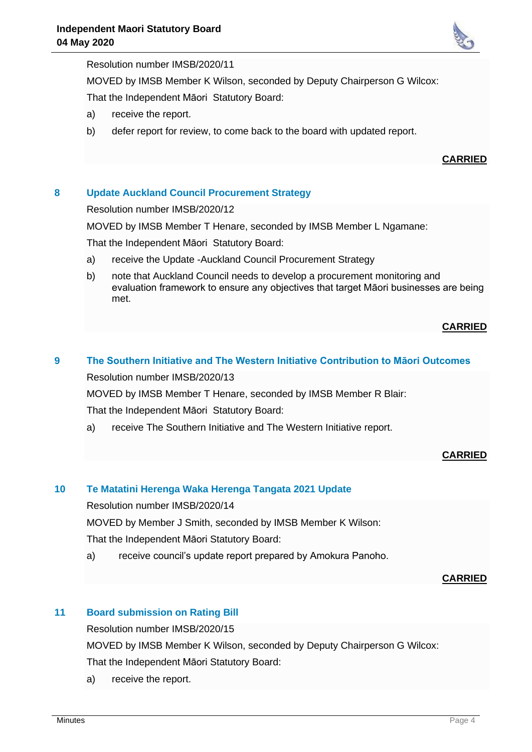Resolution number IMSB/2020/11

MOVED by IMSB Member K Wilson, seconded by Deputy Chairperson G Wilcox:

That the Independent Māori Statutory Board:

a) receive the report.

b) defer report for review, to come back to the board with updated report.

**CARRIED**

## 8 Update Auckland Council Procurement Strategy

Resolution number IMSB/2020/12

MOVED by IMSB Member T Henare, seconded by IMSB Member L Ngamane:

That the Independent Māori Statutory Board:

a) receive the Update -Auckland Council Procurement Strategy

b) note that Auckland Council needs to develop a procurement monitoring and evaluation framework to ensure any objectives that target Māori businesses are being met.

**CARRIED**

## 9 The Southern Initiative and The Western Initiative Contribution to Māori Outcomes

Resolution number IMSB/2020/13

MOVED by IMSB Member T Henare, seconded by IMSB Member R Blair:

That the Independent Māori Statutory Board:

a) receive The Southern Initiative and The Western Initiative report.

**CARRIED**

## 10 Te Matatini Herenga Waka Herenga Tangata 2021 Update

Resolution number IMSB/2020/14

MOVED by Member J Smith, seconded by IMSB Member K Wilson:

That the Independent Māori Statutory Board:

a) receive council's update report prepared by Amokura Panoho.

**CARRIED**

## 11 Board submission on Rating Bill

Resolution number IMSB/2020/15

MOVED by IMSB Member K Wilson, seconded by Deputy Chairperson G Wilcox:

That the Independent Māori Statutory Board:

a) receive the report.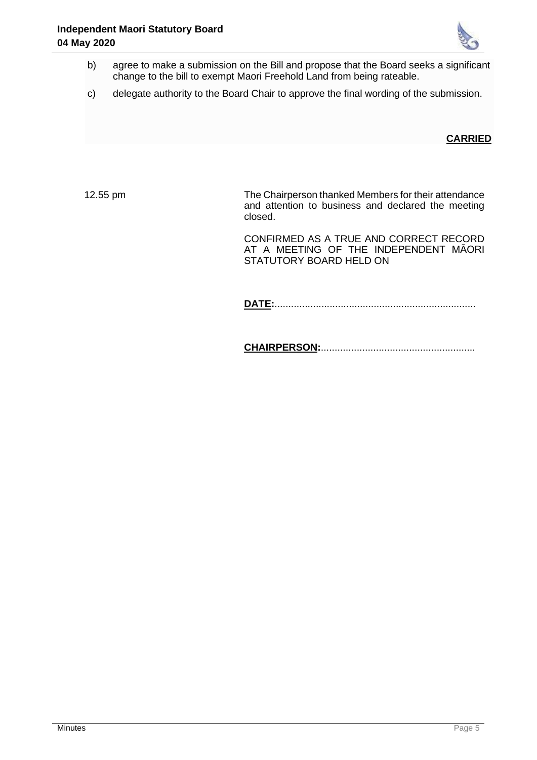b) agree to make a submission on the Bill and propose that the Board seeks a significant change to the bill to exempt Maori Freehold Land from being rateable.

c) delegate authority to the Board Chair to approve the final wording of the submission.

**CARRIED**

12.55 pm The Chairperson thanked Members for their attendance and attention to business and declared the meeting closed.

CONFIRMED AS A TRUE AND CORRECT RECORD AT A MEETING OF THE INDEPENDENT MĀORI STATUTORY BOARD HELD ON

**DATE:**.........................................................................

**CHAIRPERSON:**........................................................